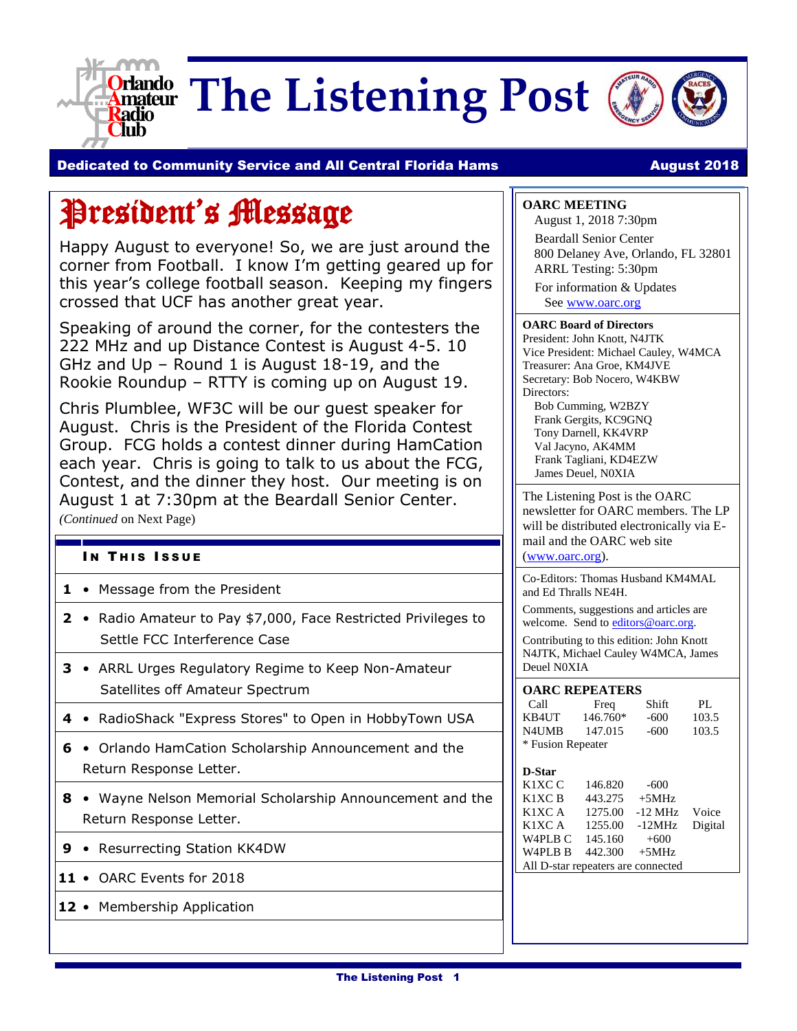# The Listening Post

**Dedicated to Community Service and All Central Florida Hams** — **August 2018**

## President's Message

Happy August to everyone! So, we are just around the corner from Football. I know I'm getting geared up for this year's college football season. Keeping my fingers crossed that UCF has another great year.

Speaking of around the corner, for the contesters the 222 MHz and up Distance Contest is August 4-5. 10 GHz and Up – Round 1 is August 18-19, and the Rookie Roundup – RTTY is coming up on August 19.

Chris Plumblee, WF3C will be our guest speaker for August. Chris is the President of the Florida Contest Group. FCG holds a contest dinner during HamCation each year. Chris is going to talk to us about the FCG, Contest, and the dinner they host. Our meeting is on August 1 at 7:30pm at the Beardall Senior Center.

*(Continued* on Next Page)

### In This Issue

| | |
|---|---|
| 1 | • Message from the President |
| 2 | • Radio Amateur to Pay $7,000, Face Restricted Privileges to Settle FCC Interference Case |
| 3 | • ARRL Urges Regulatory Regime to Keep Non-Amateur Satellites off Amateur Spectrum |
| 4 | • RadioShack "Express Stores" to Open in HobbyTown USA |
| 6 | • Orlando HamCation Scholarship Announcement and the Return Response Letter. |
| 8 | • Wayne Nelson Memorial Scholarship Announcement and the Return Response Letter. |
| 9 | • Resurrecting Station KK4DW |
| 11 | • OARC Events for 2018 |
| 12 | • Membership Application |

### OARC MEETING

August 1, 2018 7:30pm

Beardall Senior Center
800 Delaney Ave, Orlando, FL 32801
ARRL Testing: 5:30pm

For information & Updates
See www.oarc.org

### OARC Board of Directors

President: John Knott, N4JTK
Vice President: Michael Cauley, W4MCA
Treasurer: Ana Groe, KM4JVE
Secretary: Bob Nocero, W4KBW
Directors:
Bob Cumming, W2BZY
Frank Gergits, KC9GNQ
Tony Darnell, KK4VRP
Val Jacyno, AK4MM
Frank Tagliani, KD4EZW
James Deuel, N0XIA

The Listening Post is the OARC newsletter for OARC members. The LP will be distributed electronically via E-mail and the OARC web site (www.oarc.org).

Co-Editors: Thomas Husband KM4MAL and Ed Thralls NE4H.

Comments, suggestions and articles are welcome. Send to editors@oarc.org.

Contributing to this edition: John Knott N4JTK, Michael Cauley W4MCA, James Deuel N0XIA

### OARC REPEATERS

| Call | Freq | Shift | PL |
|---|---|---|---|
| KB4UT | 146.760* | -600 | 103.5 |
| N4UMB | 147.015 | -600 | 103.5 |

\* Fusion Repeater

**D-Star**

| | | | |
|---|---|---|---|
| K1XC C | 146.820 | -600 | |
| K1XC B | 443.275 | +5MHz | |
| K1XC A | 1275.00 | -12 MHz | Voice |
| K1XC A | 1255.00 | -12MHz | Digital |
| W4PLB C | 145.160 | +600 | |
| W4PLB B | 442.300 | +5MHz | |

All D-star repeaters are connected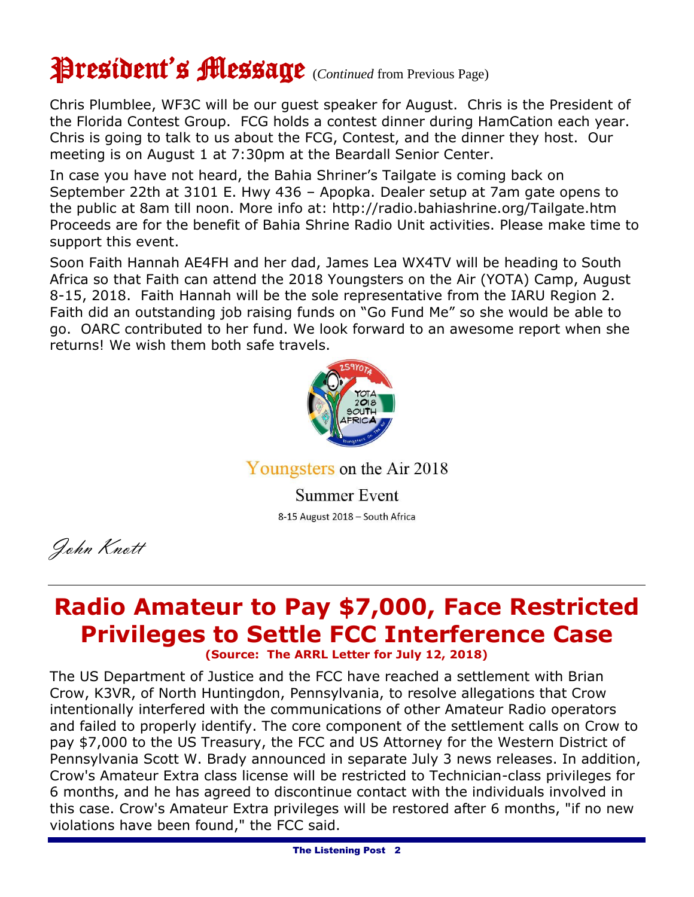# President's Message (*Continued* from Previous Page)

Chris Plumblee, WF3C will be our guest speaker for August. Chris is the President of the Florida Contest Group. FCG holds a contest dinner during HamCation each year. Chris is going to talk to us about the FCG, Contest, and the dinner they host. Our meeting is on August 1 at 7:30pm at the Beardall Senior Center.

In case you have not heard, the Bahia Shriner's Tailgate is coming back on September 22th at 3101 E. Hwy 436 – Apopka. Dealer setup at 7am gate opens to the public at 8am till noon. More info at: http://radio.bahiashrine.org/Tailgate.htm Proceeds are for the benefit of Bahia Shrine Radio Unit activities. Please make time to support this event.

Soon Faith Hannah AE4FH and her dad, James Lea WX4TV will be heading to South Africa so that Faith can attend the 2018 Youngsters on the Air (YOTA) Camp, August 8-15, 2018. Faith Hannah will be the sole representative from the IARU Region 2. Faith did an outstanding job raising funds on "Go Fund Me" so she would be able to go. OARC contributed to her fund. We look forward to an awesome report when she returns! We wish them both safe travels.

Youngsters on the Air 2018

Summer Event

8-15 August 2018 – South Africa

*John Knott*

---

# Radio Amateur to Pay $7,000, Face Restricted Privileges to Settle FCC Interference Case

**(Source: The ARRL Letter for July 12, 2018)**

The US Department of Justice and the FCC have reached a settlement with Brian Crow, K3VR, of North Huntingdon, Pennsylvania, to resolve allegations that Crow intentionally interfered with the communications of other Amateur Radio operators and failed to properly identify. The core component of the settlement calls on Crow to pay $7,000 to the US Treasury, the FCC and US Attorney for the Western District of Pennsylvania Scott W. Brady announced in separate July 3 news releases. In addition, Crow's Amateur Extra class license will be restricted to Technician-class privileges for 6 months, and he has agreed to discontinue contact with the individuals involved in this case. Crow's Amateur Extra privileges will be restored after 6 months, "if no new violations have been found," the FCC said.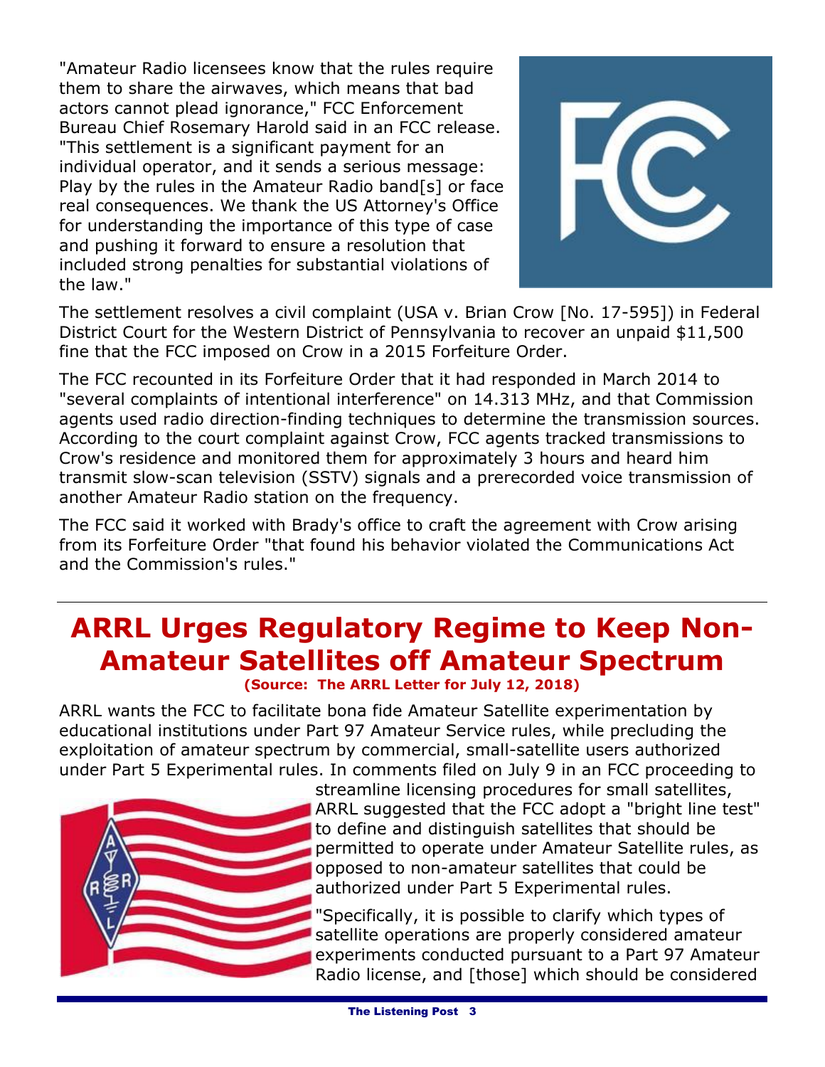"Amateur Radio licensees know that the rules require them to share the airwaves, which means that bad actors cannot plead ignorance," FCC Enforcement Bureau Chief Rosemary Harold said in an FCC release. "This settlement is a significant payment for an individual operator, and it sends a serious message: Play by the rules in the Amateur Radio band[s] or face real consequences. We thank the US Attorney's Office for understanding the importance of this type of case and pushing it forward to ensure a resolution that included strong penalties for substantial violations of the law."

The settlement resolves a civil complaint (USA v. Brian Crow [No. 17-595]) in Federal District Court for the Western District of Pennsylvania to recover an unpaid $11,500 fine that the FCC imposed on Crow in a 2015 Forfeiture Order.

The FCC recounted in its Forfeiture Order that it had responded in March 2014 to "several complaints of intentional interference" on 14.313 MHz, and that Commission agents used radio direction-finding techniques to determine the transmission sources. According to the court complaint against Crow, FCC agents tracked transmissions to Crow's residence and monitored them for approximately 3 hours and heard him transmit slow-scan television (SSTV) signals and a prerecorded voice transmission of another Amateur Radio station on the frequency.

The FCC said it worked with Brady's office to craft the agreement with Crow arising from its Forfeiture Order "that found his behavior violated the Communications Act and the Commission's rules."

# ARRL Urges Regulatory Regime to Keep Non-Amateur Satellites off Amateur Spectrum

**(Source: The ARRL Letter for July 12, 2018)**

ARRL wants the FCC to facilitate bona fide Amateur Satellite experimentation by educational institutions under Part 97 Amateur Service rules, while precluding the exploitation of amateur spectrum by commercial, small-satellite users authorized under Part 5 Experimental rules. In comments filed on July 9 in an FCC proceeding to streamline licensing procedures for small satellites, ARRL suggested that the FCC adopt a "bright line test" to define and distinguish satellites that should be permitted to operate under Amateur Satellite rules, as opposed to non-amateur satellites that could be authorized under Part 5 Experimental rules.

"Specifically, it is possible to clarify which types of satellite operations are properly considered amateur experiments conducted pursuant to a Part 97 Amateur Radio license, and [those] which should be considered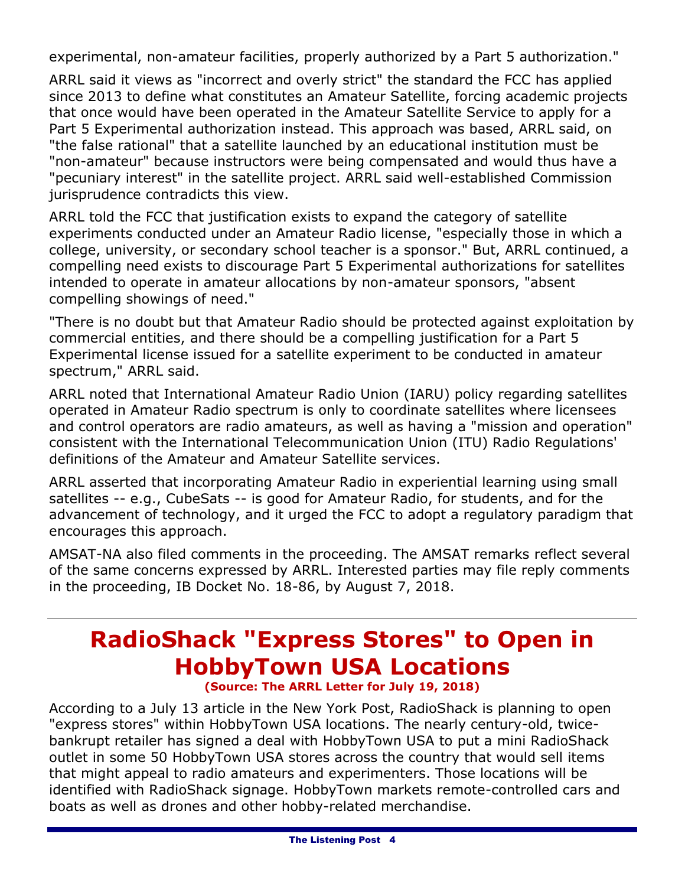experimental, non-amateur facilities, properly authorized by a Part 5 authorization."

ARRL said it views as "incorrect and overly strict" the standard the FCC has applied since 2013 to define what constitutes an Amateur Satellite, forcing academic projects that once would have been operated in the Amateur Satellite Service to apply for a Part 5 Experimental authorization instead. This approach was based, ARRL said, on "the false rational" that a satellite launched by an educational institution must be "non-amateur" because instructors were being compensated and would thus have a "pecuniary interest" in the satellite project. ARRL said well-established Commission jurisprudence contradicts this view.

ARRL told the FCC that justification exists to expand the category of satellite experiments conducted under an Amateur Radio license, "especially those in which a college, university, or secondary school teacher is a sponsor." But, ARRL continued, a compelling need exists to discourage Part 5 Experimental authorizations for satellites intended to operate in amateur allocations by non-amateur sponsors, "absent compelling showings of need."

"There is no doubt but that Amateur Radio should be protected against exploitation by commercial entities, and there should be a compelling justification for a Part 5 Experimental license issued for a satellite experiment to be conducted in amateur spectrum," ARRL said.

ARRL noted that International Amateur Radio Union (IARU) policy regarding satellites operated in Amateur Radio spectrum is only to coordinate satellites where licensees and control operators are radio amateurs, as well as having a "mission and operation" consistent with the International Telecommunication Union (ITU) Radio Regulations' definitions of the Amateur and Amateur Satellite services.

ARRL asserted that incorporating Amateur Radio in experiential learning using small satellites -- e.g., CubeSats -- is good for Amateur Radio, for students, and for the advancement of technology, and it urged the FCC to adopt a regulatory paradigm that encourages this approach.

AMSAT-NA also filed comments in the proceeding. The AMSAT remarks reflect several of the same concerns expressed by ARRL. Interested parties may file reply comments in the proceeding, IB Docket No. 18-86, by August 7, 2018.

# RadioShack "Express Stores" to Open in HobbyTown USA Locations

**(Source: The ARRL Letter for July 19, 2018)**

According to a July 13 article in the New York Post, RadioShack is planning to open "express stores" within HobbyTown USA locations. The nearly century-old, twice-bankrupt retailer has signed a deal with HobbyTown USA to put a mini RadioShack outlet in some 50 HobbyTown USA stores across the country that would sell items that might appeal to radio amateurs and experimenters. Those locations will be identified with RadioShack signage. HobbyTown markets remote-controlled cars and boats as well as drones and other hobby-related merchandise.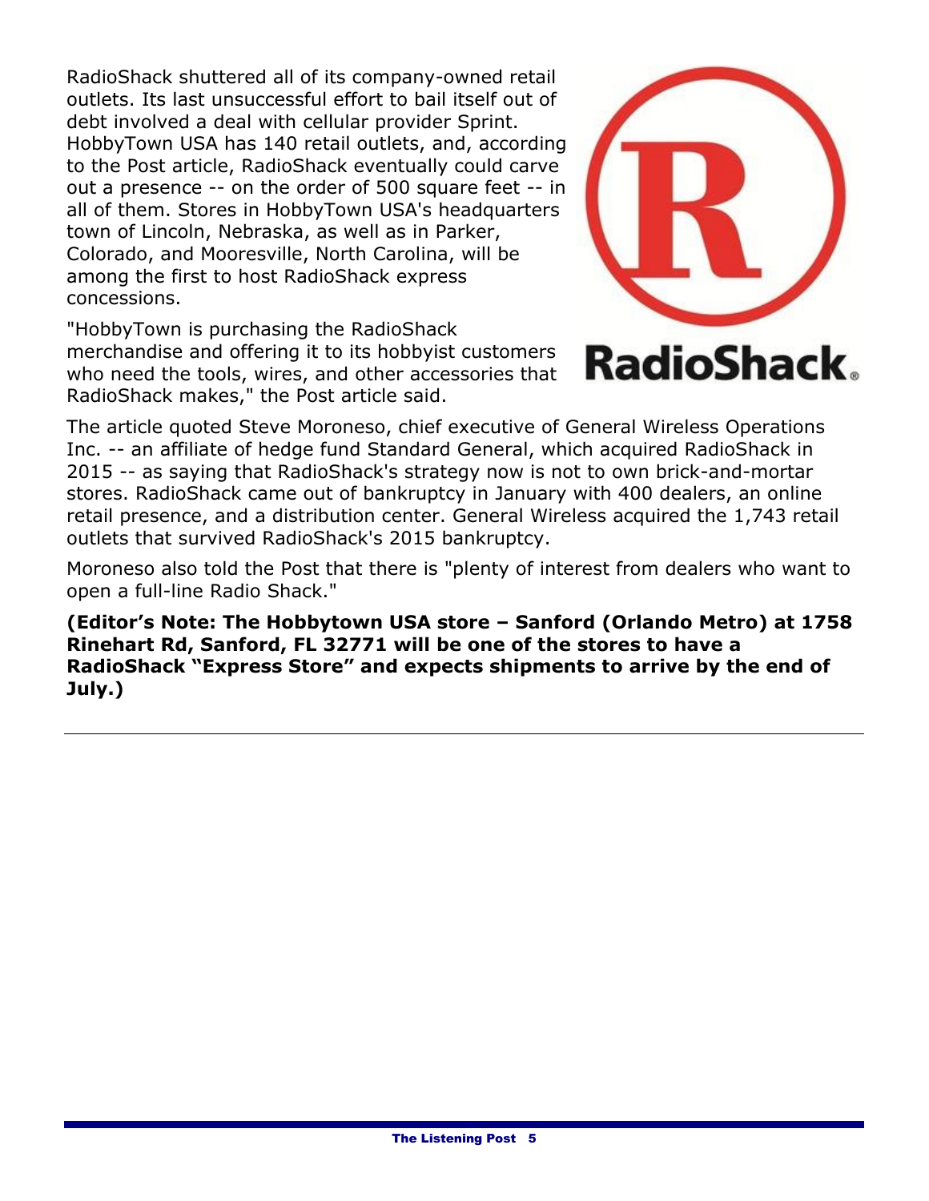RadioShack shuttered all of its company-owned retail outlets. Its last unsuccessful effort to bail itself out of debt involved a deal with cellular provider Sprint. HobbyTown USA has 140 retail outlets, and, according to the Post article, RadioShack eventually could carve out a presence -- on the order of 500 square feet -- in all of them. Stores in HobbyTown USA's headquarters town of Lincoln, Nebraska, as well as in Parker, Colorado, and Mooresville, North Carolina, will be among the first to host RadioShack express concessions.

"HobbyTown is purchasing the RadioShack merchandise and offering it to its hobbyist customers who need the tools, wires, and other accessories that RadioShack makes," the Post article said.

The article quoted Steve Moroneso, chief executive of General Wireless Operations Inc. -- an affiliate of hedge fund Standard General, which acquired RadioShack in 2015 -- as saying that RadioShack's strategy now is not to own brick-and-mortar stores. RadioShack came out of bankruptcy in January with 400 dealers, an online retail presence, and a distribution center. General Wireless acquired the 1,743 retail outlets that survived RadioShack's 2015 bankruptcy.

Moroneso also told the Post that there is "plenty of interest from dealers who want to open a full-line Radio Shack."

**(Editor's Note: The Hobbytown USA store – Sanford (Orlando Metro) at 1758 Rinehart Rd, Sanford, FL 32771 will be one of the stores to have a RadioShack "Express Store" and expects shipments to arrive by the end of July.)**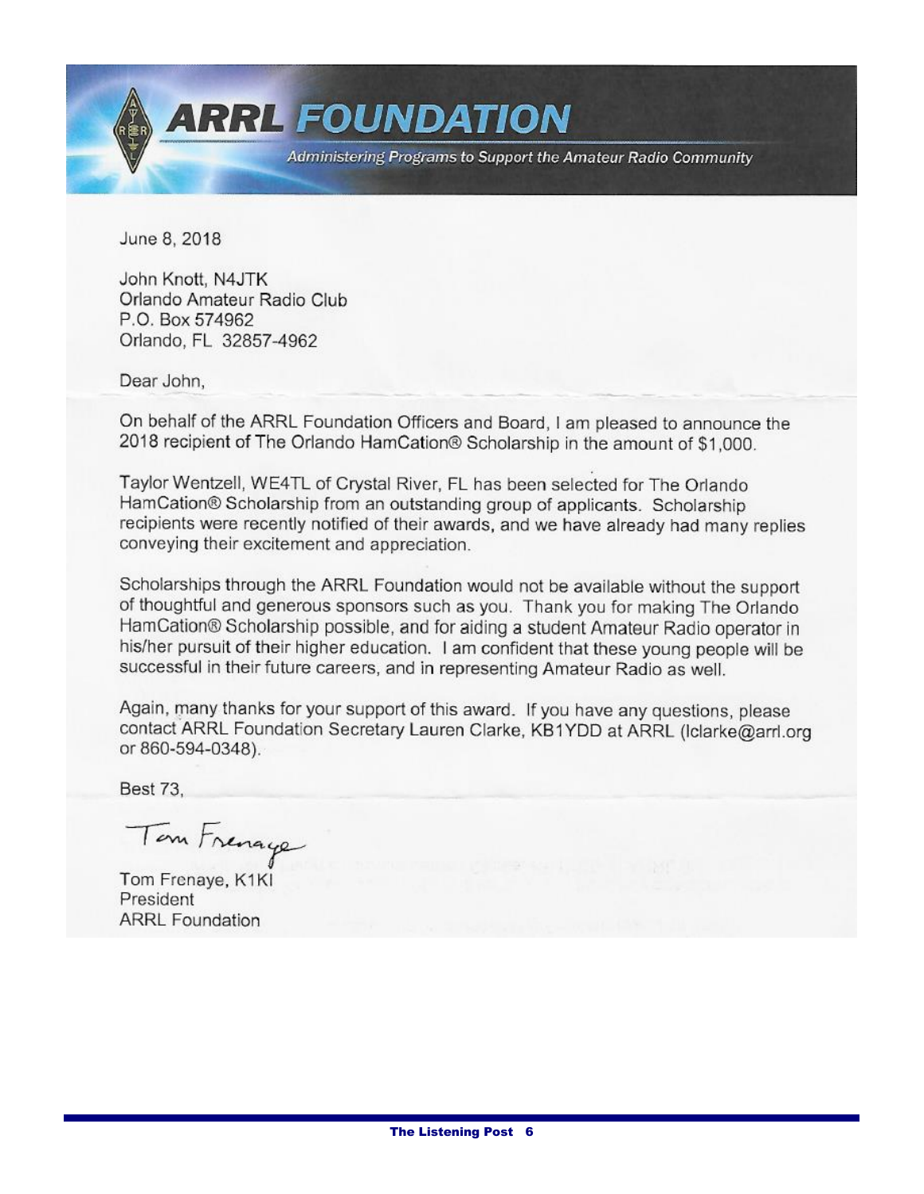# ARRL FOUNDATION

*Administering Programs to Support the Amateur Radio Community*

June 8, 2018

John Knott, N4JTK
Orlando Amateur Radio Club
P.O. Box 574962
Orlando, FL 32857-4962

Dear John,

On behalf of the ARRL Foundation Officers and Board, I am pleased to announce the 2018 recipient of The Orlando HamCation® Scholarship in the amount of $1,000.

Taylor Wentzell, WE4TL of Crystal River, FL has been selected for The Orlando HamCation® Scholarship from an outstanding group of applicants. Scholarship recipients were recently notified of their awards, and we have already had many replies conveying their excitement and appreciation.

Scholarships through the ARRL Foundation would not be available without the support of thoughtful and generous sponsors such as you. Thank you for making The Orlando HamCation® Scholarship possible, and for aiding a student Amateur Radio operator in his/her pursuit of their higher education. I am confident that these young people will be successful in their future careers, and in representing Amateur Radio as well.

Again, many thanks for your support of this award. If you have any questions, please contact ARRL Foundation Secretary Lauren Clarke, KB1YDD at ARRL (lclarke@arrl.org or 860-594-0348).

Best 73,

Tom Frenaye

Tom Frenaye, K1KI
President
ARRL Foundation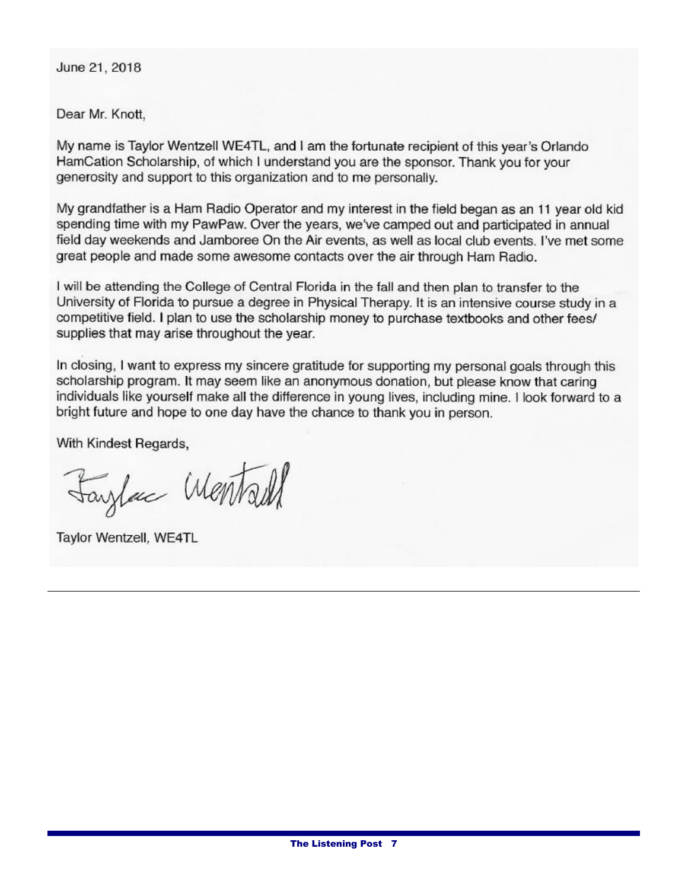June 21, 2018

Dear Mr. Knott,

My name is Taylor Wentzell WE4TL, and I am the fortunate recipient of this year's Orlando HamCation Scholarship, of which I understand you are the sponsor. Thank you for your generosity and support to this organization and to me personally.

My grandfather is a Ham Radio Operator and my interest in the field began as an 11 year old kid spending time with my PawPaw. Over the years, we've camped out and participated in annual field day weekends and Jamboree On the Air events, as well as local club events. I've met some great people and made some awesome contacts over the air through Ham Radio.

I will be attending the College of Central Florida in the fall and then plan to transfer to the University of Florida to pursue a degree in Physical Therapy. It is an intensive course study in a competitive field. I plan to use the scholarship money to purchase textbooks and other fees/ supplies that may arise throughout the year.

In closing, I want to express my sincere gratitude for supporting my personal goals through this scholarship program. It may seem like an anonymous donation, but please know that caring individuals like yourself make all the difference in young lives, including mine. I look forward to a bright future and hope to one day have the chance to thank you in person.

With Kindest Regards,

Taylor Wentzell

Taylor Wentzell, WE4TL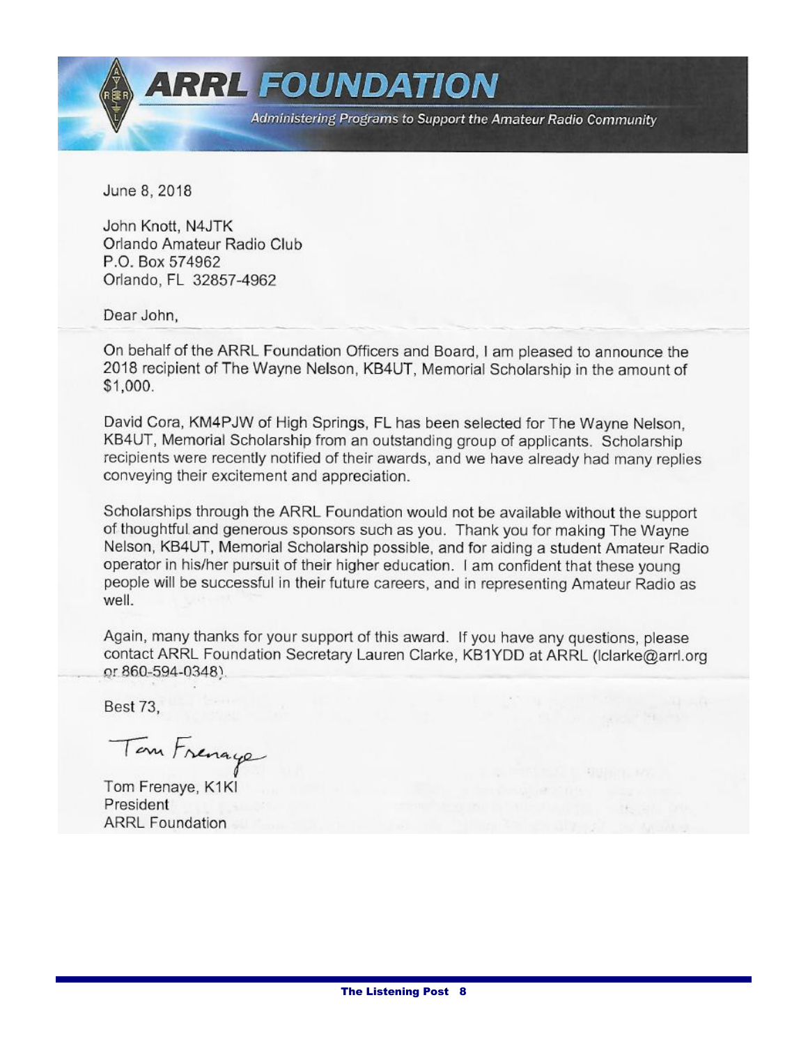# ARRL FOUNDATION

*Administering Programs to Support the Amateur Radio Community*

June 8, 2018

John Knott, N4JTK
Orlando Amateur Radio Club
P.O. Box 574962
Orlando, FL 32857-4962

Dear John,

On behalf of the ARRL Foundation Officers and Board, I am pleased to announce the 2018 recipient of The Wayne Nelson, KB4UT, Memorial Scholarship in the amount of $1,000.

David Cora, KM4PJW of High Springs, FL has been selected for The Wayne Nelson, KB4UT, Memorial Scholarship from an outstanding group of applicants. Scholarship recipients were recently notified of their awards, and we have already had many replies conveying their excitement and appreciation.

Scholarships through the ARRL Foundation would not be available without the support of thoughtful and generous sponsors such as you. Thank you for making The Wayne Nelson, KB4UT, Memorial Scholarship possible, and for aiding a student Amateur Radio operator in his/her pursuit of their higher education. I am confident that these young people will be successful in their future careers, and in representing Amateur Radio as well.

Again, many thanks for your support of this award. If you have any questions, please contact ARRL Foundation Secretary Lauren Clarke, KB1YDD at ARRL (lclarke@arrl.org or 860-594-0348).

Best 73,

*Tom Frenaye*

Tom Frenaye, K1KI
President
ARRL Foundation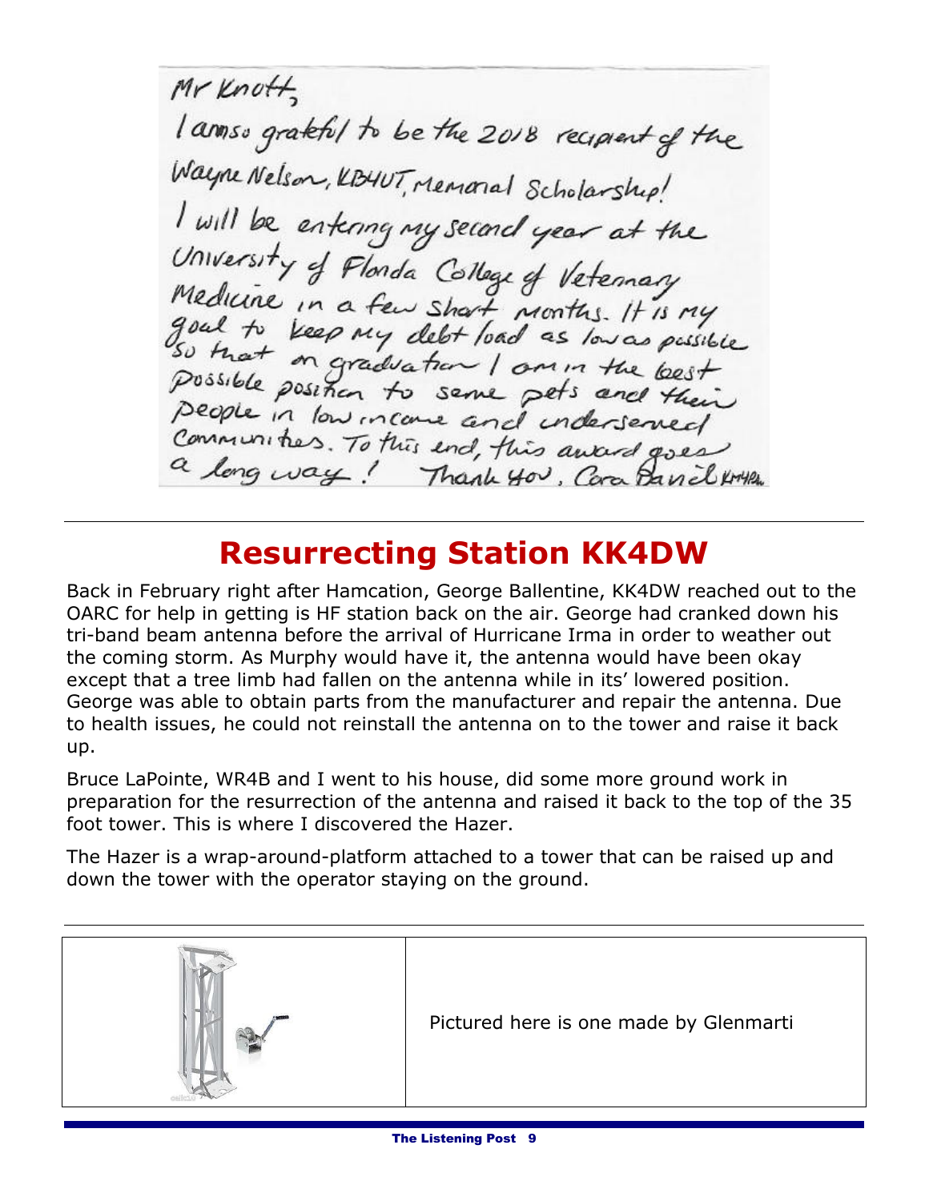Mr Knott,

I am so grateful to be the 2018 recipient of the Wayne Nelson, KB4UT, Memorial Scholarship! I will be entering my second year at the University of Florida College of Veterinary Medicine in a few short months. It is my goal to keep my debt load as low as possible so that on graduation I am in the best possible position to serve pets and their people in low income and underserved communities. To this end, this award goes a long way! Thank you, Cora Daniel KM4RN

# Resurrecting Station KK4DW

Back in February right after Hamcation, George Ballentine, KK4DW reached out to the OARC for help in getting is HF station back on the air. George had cranked down his tri-band beam antenna before the arrival of Hurricane Irma in order to weather out the coming storm. As Murphy would have it, the antenna would have been okay except that a tree limb had fallen on the antenna while in its' lowered position. George was able to obtain parts from the manufacturer and repair the antenna. Due to health issues, he could not reinstall the antenna on to the tower and raise it back up.

Bruce LaPointe, WR4B and I went to his house, did some more ground work in preparation for the resurrection of the antenna and raised it back to the top of the 35 foot tower. This is where I discovered the Hazer.

The Hazer is a wrap-around-platform attached to a tower that can be raised up and down the tower with the operator staying on the ground.

Pictured here is one made by Glenmarti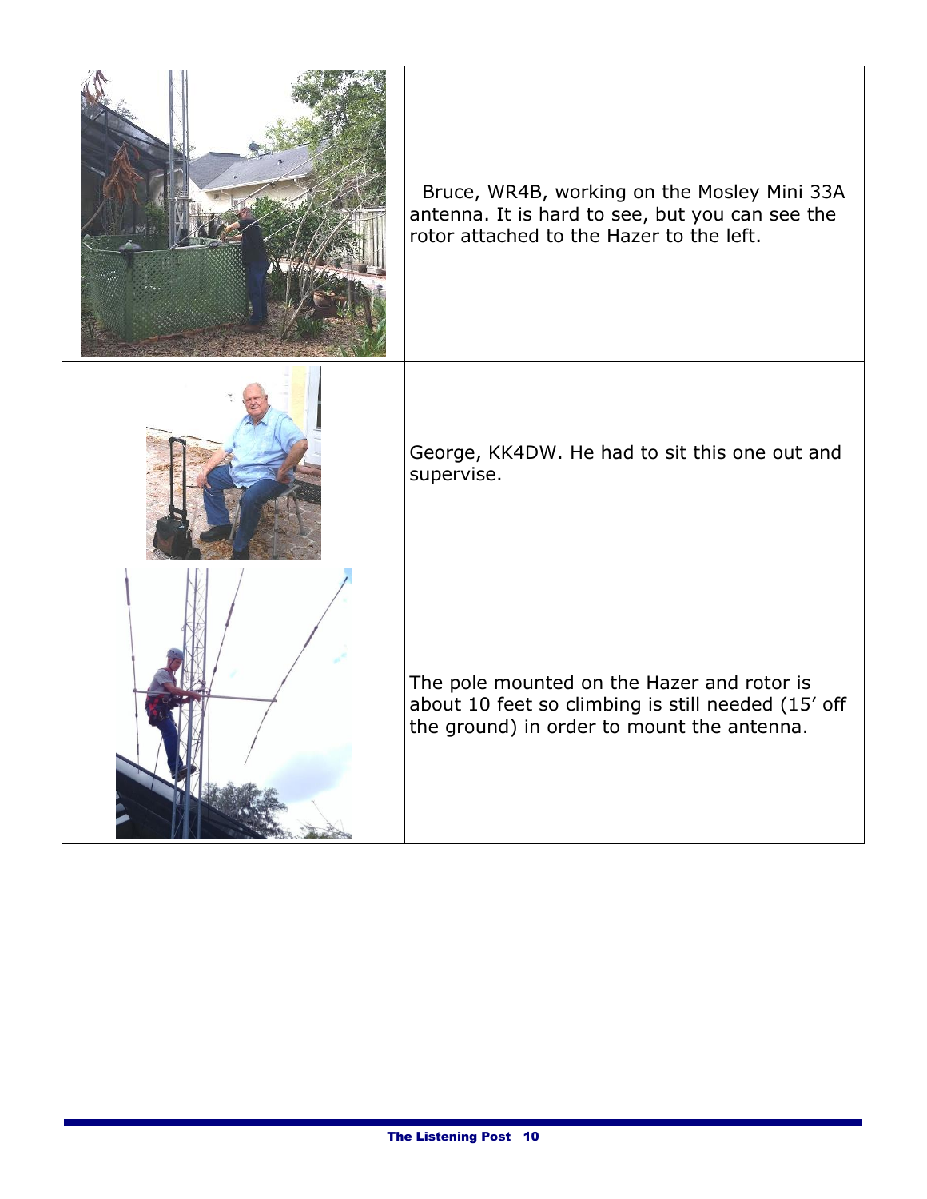Bruce, WR4B, working on the Mosley Mini 33A antenna. It is hard to see, but you can see the rotor attached to the Hazer to the left.

George, KK4DW. He had to sit this one out and supervise.

The pole mounted on the Hazer and rotor is about 10 feet so climbing is still needed (15' off the ground) in order to mount the antenna.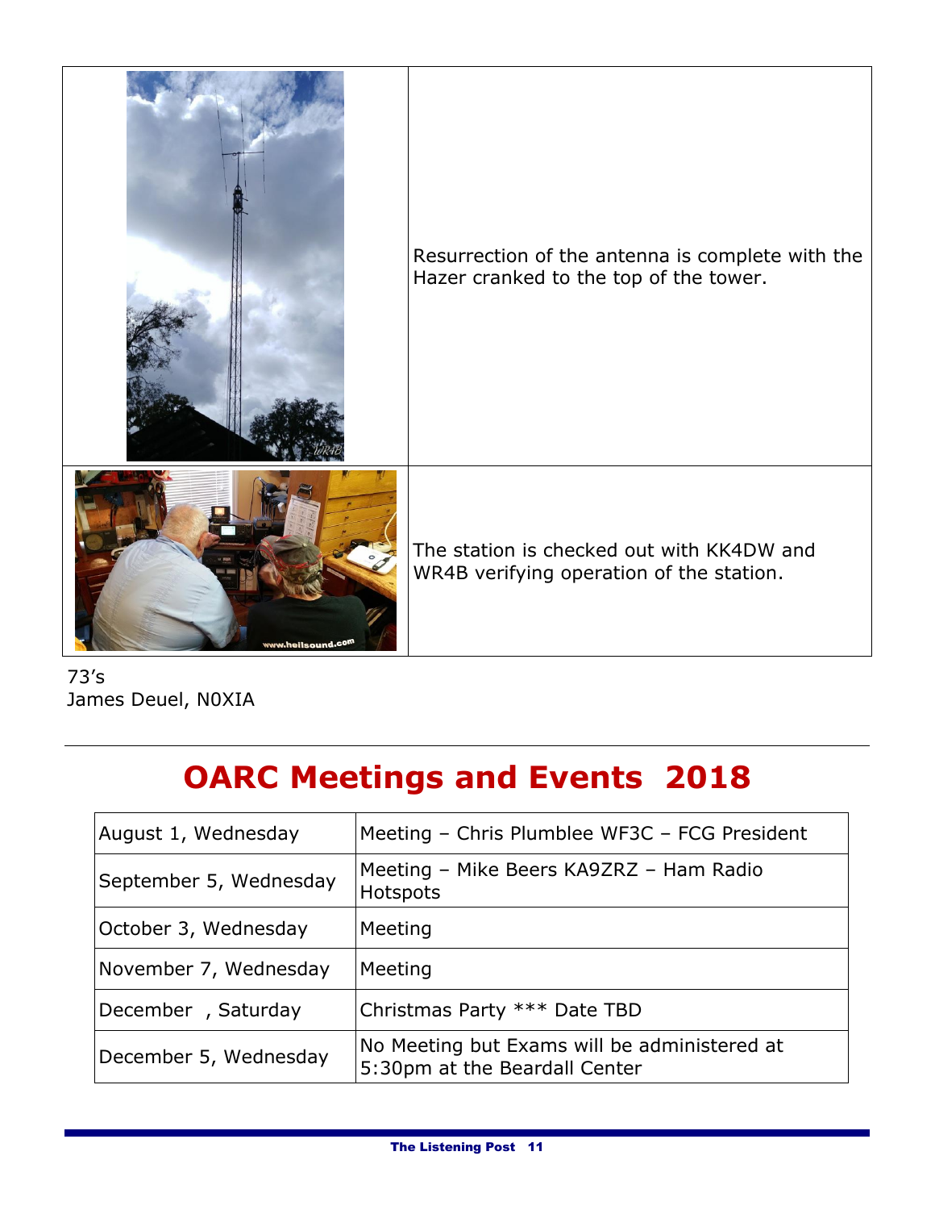| | |
|---|---|
| | Resurrection of the antenna is complete with the Hazer cranked to the top of the tower. |
| | The station is checked out with KK4DW and WR4B verifying operation of the station. |

73's
James Deuel, N0XIA

---

# OARC Meetings and Events 2018

| | |
|---|---|
| August 1, Wednesday | Meeting – Chris Plumblee WF3C – FCG President |
| September 5, Wednesday | Meeting – Mike Beers KA9ZRZ – Ham Radio Hotspots |
| October 3, Wednesday | Meeting |
| November 7, Wednesday | Meeting |
| December , Saturday | Christmas Party *** Date TBD |
| December 5, Wednesday | No Meeting but Exams will be administered at 5:30pm at the Beardall Center |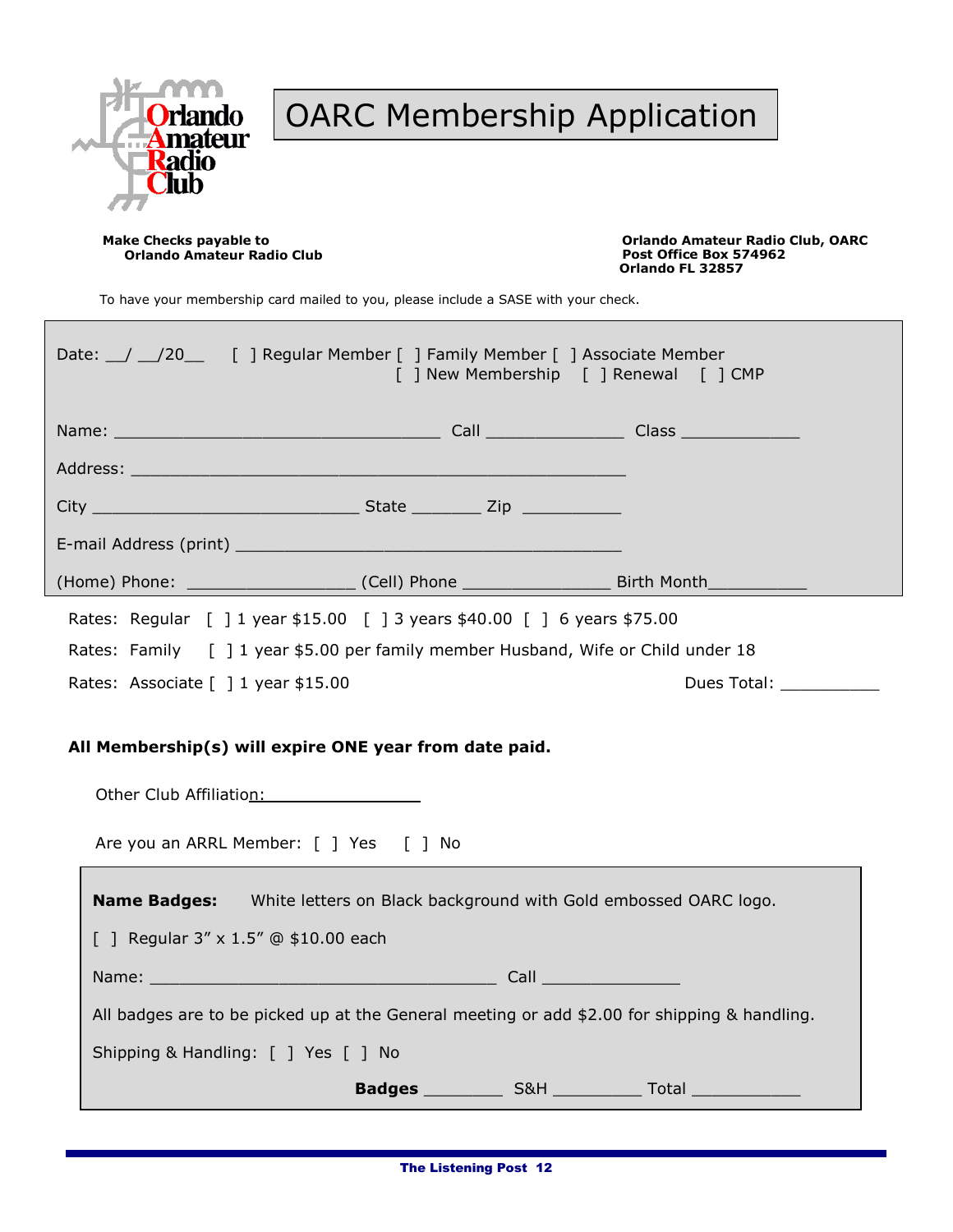# OARC Membership Application

**Make Checks payable to**
**Orlando Amateur Radio Club**

**Orlando Amateur Radio Club, OARC**
**Post Office Box 574962**
**Orlando FL 32857**

To have your membership card mailed to you, please include a SASE with your check.

Date: __/ __/20__ [ ] Regular Member [ ] Family Member [ ] Associate Member
[ ] New Membership [ ] Renewal [ ] CMP

Name: ______________________________ Call ____________ Class ___________

Address: ____________________________________________

City ________________________ State _______ Zip _________

E-mail Address (print) ____________________________________

(Home) Phone: ______________ (Cell) Phone ______________ Birth Month_________

Rates: Regular [ ] 1 year $15.00 [ ] 3 years $40.00 [ ] 6 years $75.00

Rates: Family [ ] 1 year $5.00 per family member Husband, Wife or Child under 18

Rates: Associate [ ] 1 year $15.00 Dues Total: __________

**All Membership(s) will expire ONE year from date paid.**

Other Club Affiliation: _______________

Are you an ARRL Member: [ ] Yes [ ] No

**Name Badges:** White letters on Black background with Gold embossed OARC logo.

[ ] Regular 3” x 1.5” @ $10.00 each

Name: ________________________________ Call ____________

All badges are to be picked up at the General meeting or add $2.00 for shipping & handling.

Shipping & Handling: [ ] Yes [ ] No

**Badges** ________ S&H _________ Total ___________